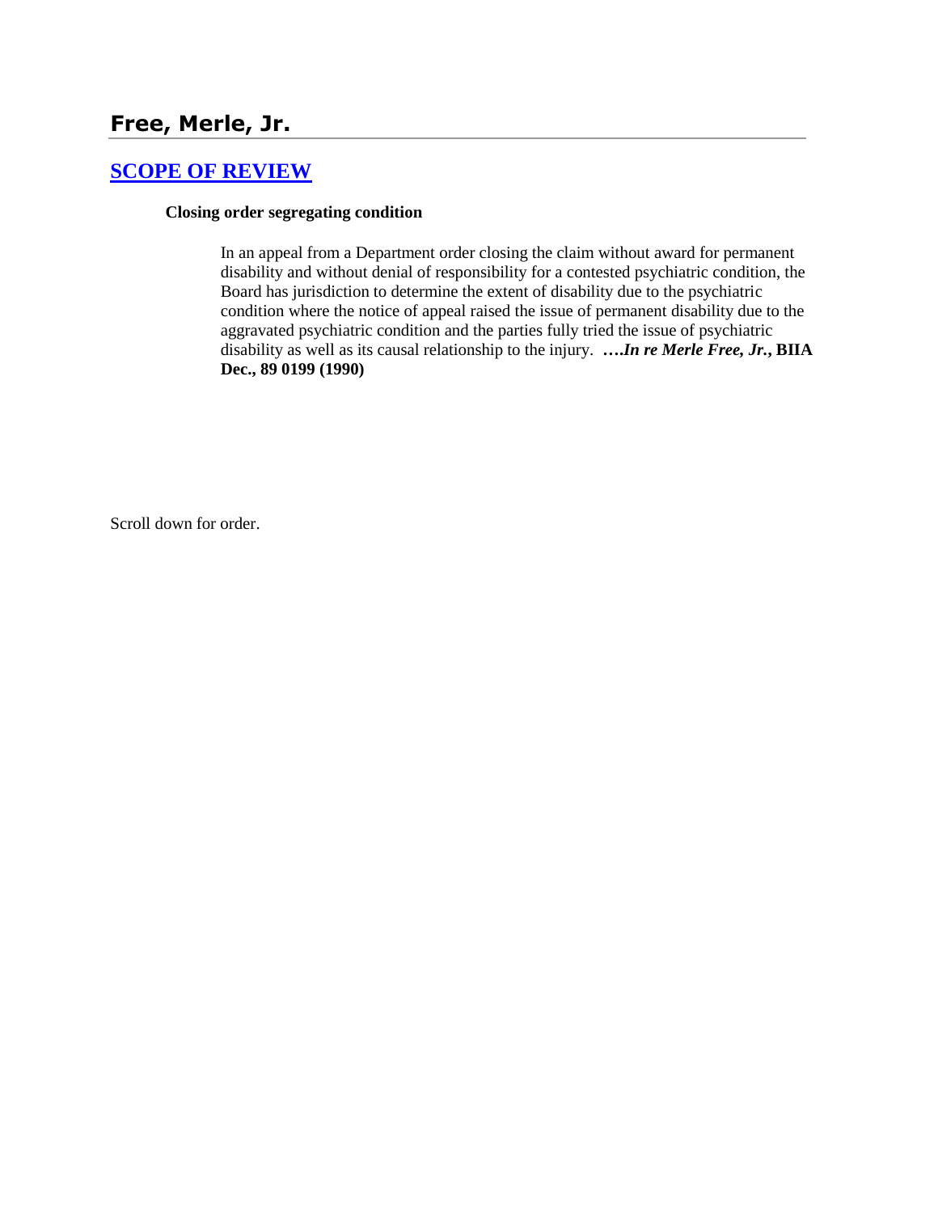## Free, Merle, Jr.

### [SCOPE OF REVIEW]

**Closing order segregating condition**

In an appeal from a Department order closing the claim without award for permanent disability and without denial of responsibility for a contested psychiatric condition, the Board has jurisdiction to determine the extent of disability due to the psychiatric condition where the notice of appeal raised the issue of permanent disability due to the aggravated psychiatric condition and the parties fully tried the issue of psychiatric disability as well as its causal relationship to the injury. ***….In re Merle Free, Jr.*, BIIA Dec., 89 0199 (1990)**

Scroll down for order.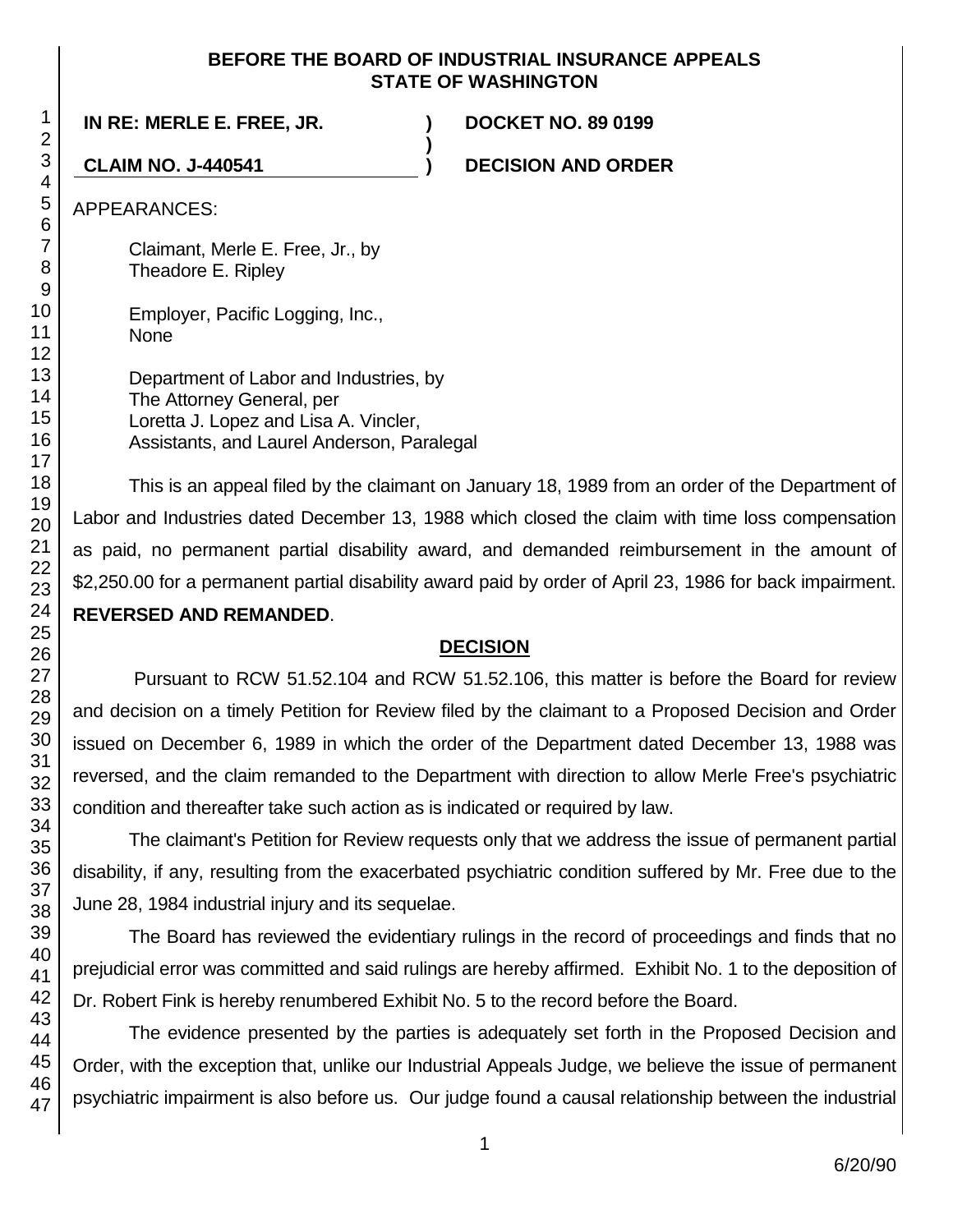**BEFORE THE BOARD OF INDUSTRIAL INSURANCE APPEALS**
**STATE OF WASHINGTON**

| | | |
|---|---|---|
| **IN RE: MERLE E. FREE, JR.** | **)** | **DOCKET NO. 89 0199** |
| | **)** | |
| **CLAIM NO. J-440541** | **)** | **DECISION AND ORDER** |

APPEARANCES:

Claimant, Merle E. Free, Jr., by
Theadore E. Ripley

Employer, Pacific Logging, Inc.,
None

Department of Labor and Industries, by
The Attorney General, per
Loretta J. Lopez and Lisa A. Vincler,
Assistants, and Laurel Anderson, Paralegal

This is an appeal filed by the claimant on January 18, 1989 from an order of the Department of Labor and Industries dated December 13, 1988 which closed the claim with time loss compensation as paid, no permanent partial disability award, and demanded reimbursement in the amount of $2,250.00 for a permanent partial disability award paid by order of April 23, 1986 for back impairment. **REVERSED AND REMANDED**.

## DECISION

Pursuant to RCW 51.52.104 and RCW 51.52.106, this matter is before the Board for review and decision on a timely Petition for Review filed by the claimant to a Proposed Decision and Order issued on December 6, 1989 in which the order of the Department dated December 13, 1988 was reversed, and the claim remanded to the Department with direction to allow Merle Free's psychiatric condition and thereafter take such action as is indicated or required by law.

The claimant's Petition for Review requests only that we address the issue of permanent partial disability, if any, resulting from the exacerbated psychiatric condition suffered by Mr. Free due to the June 28, 1984 industrial injury and its sequelae.

The Board has reviewed the evidentiary rulings in the record of proceedings and finds that no prejudicial error was committed and said rulings are hereby affirmed. Exhibit No. 1 to the deposition of Dr. Robert Fink is hereby renumbered Exhibit No. 5 to the record before the Board.

The evidence presented by the parties is adequately set forth in the Proposed Decision and Order, with the exception that, unlike our Industrial Appeals Judge, we believe the issue of permanent psychiatric impairment is also before us. Our judge found a causal relationship between the industrial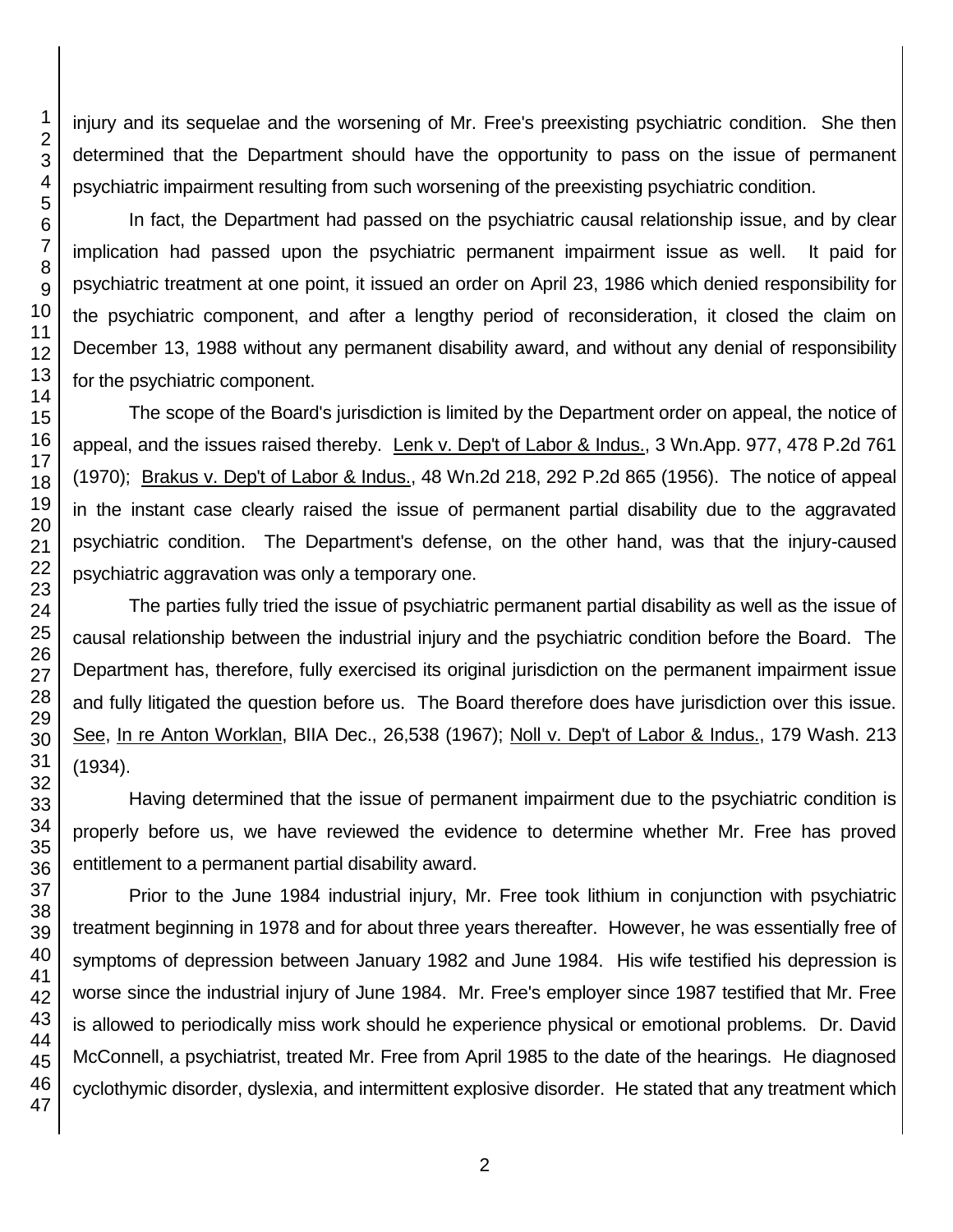injury and its sequelae and the worsening of Mr. Free's preexisting psychiatric condition. She then determined that the Department should have the opportunity to pass on the issue of permanent psychiatric impairment resulting from such worsening of the preexisting psychiatric condition.

In fact, the Department had passed on the psychiatric causal relationship issue, and by clear implication had passed upon the psychiatric permanent impairment issue as well. It paid for psychiatric treatment at one point, it issued an order on April 23, 1986 which denied responsibility for the psychiatric component, and after a lengthy period of reconsideration, it closed the claim on December 13, 1988 without any permanent disability award, and without any denial of responsibility for the psychiatric component.

The scope of the Board's jurisdiction is limited by the Department order on appeal, the notice of appeal, and the issues raised thereby. Lenk v. Dep't of Labor & Indus., 3 Wn.App. 977, 478 P.2d 761 (1970); Brakus v. Dep't of Labor & Indus., 48 Wn.2d 218, 292 P.2d 865 (1956). The notice of appeal in the instant case clearly raised the issue of permanent partial disability due to the aggravated psychiatric condition. The Department's defense, on the other hand, was that the injury-caused psychiatric aggravation was only a temporary one.

The parties fully tried the issue of psychiatric permanent partial disability as well as the issue of causal relationship between the industrial injury and the psychiatric condition before the Board. The Department has, therefore, fully exercised its original jurisdiction on the permanent impairment issue and fully litigated the question before us. The Board therefore does have jurisdiction over this issue. See, In re Anton Worklan, BIIA Dec., 26,538 (1967); Noll v. Dep't of Labor & Indus., 179 Wash. 213 (1934).

Having determined that the issue of permanent impairment due to the psychiatric condition is properly before us, we have reviewed the evidence to determine whether Mr. Free has proved entitlement to a permanent partial disability award.

Prior to the June 1984 industrial injury, Mr. Free took lithium in conjunction with psychiatric treatment beginning in 1978 and for about three years thereafter. However, he was essentially free of symptoms of depression between January 1982 and June 1984. His wife testified his depression is worse since the industrial injury of June 1984. Mr. Free's employer since 1987 testified that Mr. Free is allowed to periodically miss work should he experience physical or emotional problems. Dr. David McConnell, a psychiatrist, treated Mr. Free from April 1985 to the date of the hearings. He diagnosed cyclothymic disorder, dyslexia, and intermittent explosive disorder. He stated that any treatment which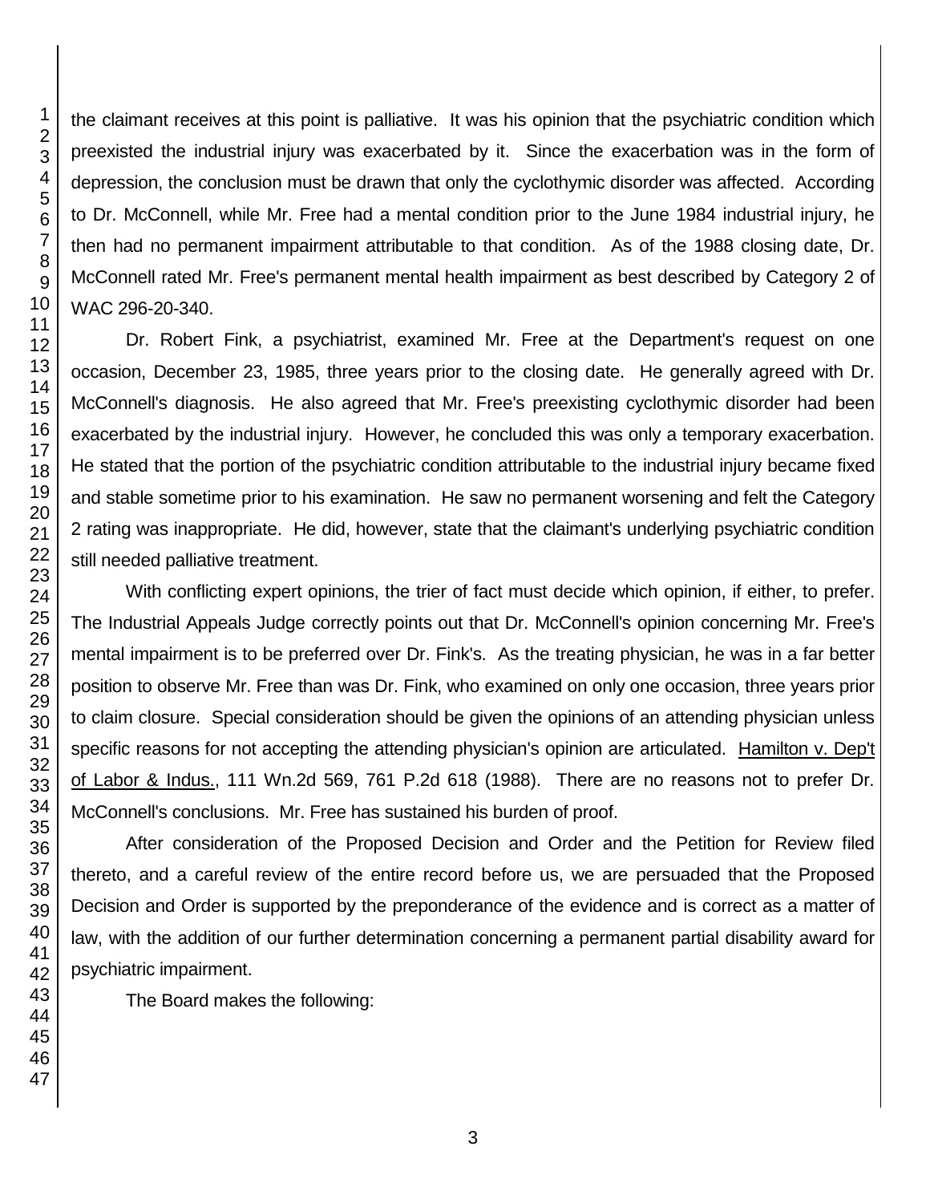the claimant receives at this point is palliative. It was his opinion that the psychiatric condition which preexisted the industrial injury was exacerbated by it. Since the exacerbation was in the form of depression, the conclusion must be drawn that only the cyclothymic disorder was affected. According to Dr. McConnell, while Mr. Free had a mental condition prior to the June 1984 industrial injury, he then had no permanent impairment attributable to that condition. As of the 1988 closing date, Dr. McConnell rated Mr. Free's permanent mental health impairment as best described by Category 2 of WAC 296-20-340.

Dr. Robert Fink, a psychiatrist, examined Mr. Free at the Department's request on one occasion, December 23, 1985, three years prior to the closing date. He generally agreed with Dr. McConnell's diagnosis. He also agreed that Mr. Free's preexisting cyclothymic disorder had been exacerbated by the industrial injury. However, he concluded this was only a temporary exacerbation. He stated that the portion of the psychiatric condition attributable to the industrial injury became fixed and stable sometime prior to his examination. He saw no permanent worsening and felt the Category 2 rating was inappropriate. He did, however, state that the claimant's underlying psychiatric condition still needed palliative treatment.

With conflicting expert opinions, the trier of fact must decide which opinion, if either, to prefer. The Industrial Appeals Judge correctly points out that Dr. McConnell's opinion concerning Mr. Free's mental impairment is to be preferred over Dr. Fink's. As the treating physician, he was in a far better position to observe Mr. Free than was Dr. Fink, who examined on only one occasion, three years prior to claim closure. Special consideration should be given the opinions of an attending physician unless specific reasons for not accepting the attending physician's opinion are articulated. Hamilton v. Dep't of Labor & Indus., 111 Wn.2d 569, 761 P.2d 618 (1988). There are no reasons not to prefer Dr. McConnell's conclusions. Mr. Free has sustained his burden of proof.

After consideration of the Proposed Decision and Order and the Petition for Review filed thereto, and a careful review of the entire record before us, we are persuaded that the Proposed Decision and Order is supported by the preponderance of the evidence and is correct as a matter of law, with the addition of our further determination concerning a permanent partial disability award for psychiatric impairment.

The Board makes the following: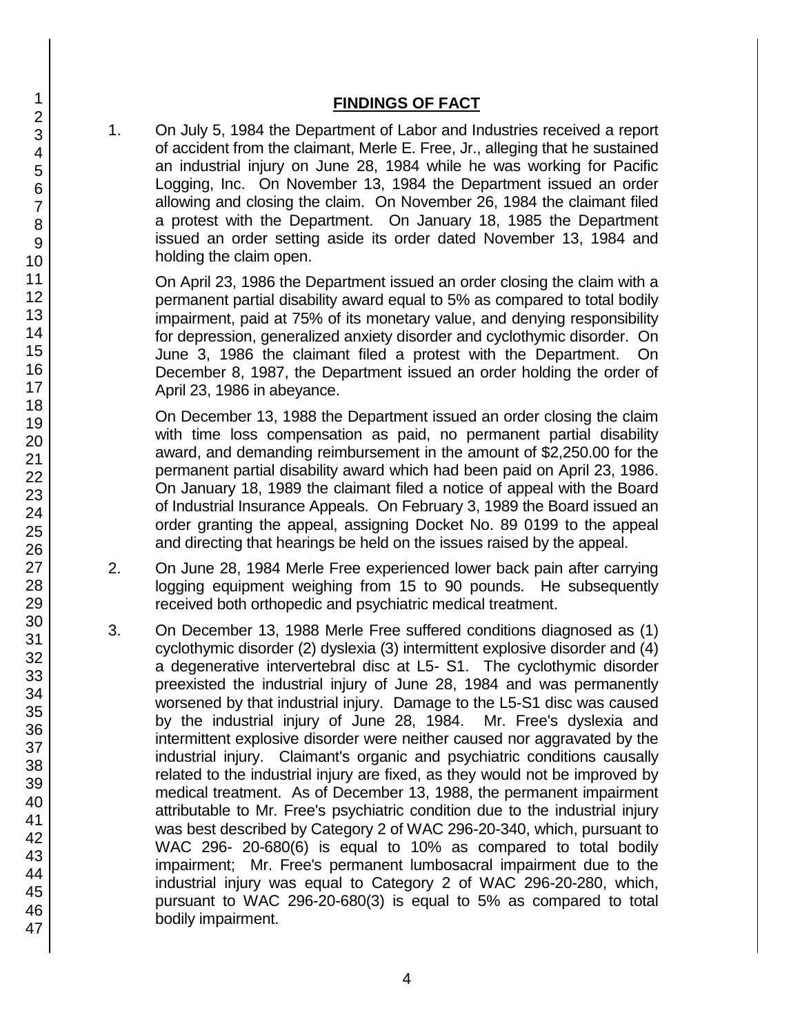## FINDINGS OF FACT

1. On July 5, 1984 the Department of Labor and Industries received a report of accident from the claimant, Merle E. Free, Jr., alleging that he sustained an industrial injury on June 28, 1984 while he was working for Pacific Logging, Inc. On November 13, 1984 the Department issued an order allowing and closing the claim. On November 26, 1984 the claimant filed a protest with the Department. On January 18, 1985 the Department issued an order setting aside its order dated November 13, 1984 and holding the claim open.

   On April 23, 1986 the Department issued an order closing the claim with a permanent partial disability award equal to 5% as compared to total bodily impairment, paid at 75% of its monetary value, and denying responsibility for depression, generalized anxiety disorder and cyclothymic disorder. On June 3, 1986 the claimant filed a protest with the Department. On December 8, 1987, the Department issued an order holding the order of April 23, 1986 in abeyance.

   On December 13, 1988 the Department issued an order closing the claim with time loss compensation as paid, no permanent partial disability award, and demanding reimbursement in the amount of $2,250.00 for the permanent partial disability award which had been paid on April 23, 1986. On January 18, 1989 the claimant filed a notice of appeal with the Board of Industrial Insurance Appeals. On February 3, 1989 the Board issued an order granting the appeal, assigning Docket No. 89 0199 to the appeal and directing that hearings be held on the issues raised by the appeal.

2. On June 28, 1984 Merle Free experienced lower back pain after carrying logging equipment weighing from 15 to 90 pounds. He subsequently received both orthopedic and psychiatric medical treatment.

3. On December 13, 1988 Merle Free suffered conditions diagnosed as (1) cyclothymic disorder (2) dyslexia (3) intermittent explosive disorder and (4) a degenerative intervertebral disc at L5- S1. The cyclothymic disorder preexisted the industrial injury of June 28, 1984 and was permanently worsened by that industrial injury. Damage to the L5-S1 disc was caused by the industrial injury of June 28, 1984. Mr. Free's dyslexia and intermittent explosive disorder were neither caused nor aggravated by the industrial injury. Claimant's organic and psychiatric conditions causally related to the industrial injury are fixed, as they would not be improved by medical treatment. As of December 13, 1988, the permanent impairment attributable to Mr. Free's psychiatric condition due to the industrial injury was best described by Category 2 of WAC 296-20-340, which, pursuant to WAC 296- 20-680(6) is equal to 10% as compared to total bodily impairment; Mr. Free's permanent lumbosacral impairment due to the industrial injury was equal to Category 2 of WAC 296-20-280, which, pursuant to WAC 296-20-680(3) is equal to 5% as compared to total bodily impairment.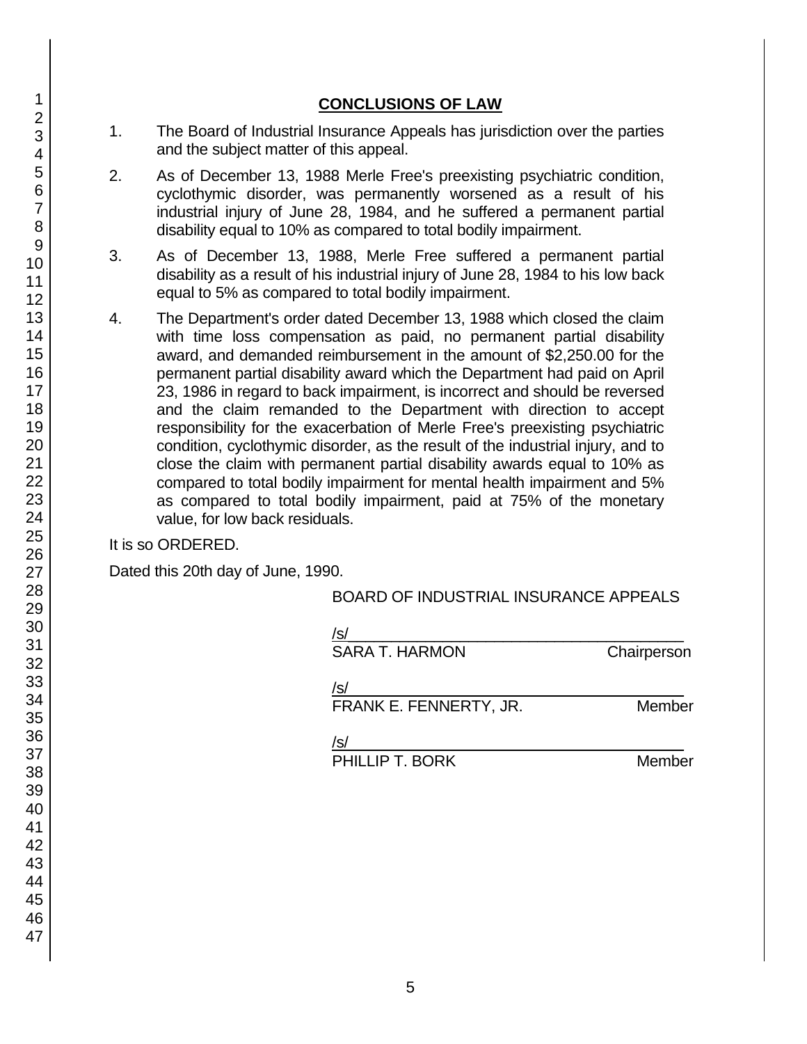## CONCLUSIONS OF LAW

1. The Board of Industrial Insurance Appeals has jurisdiction over the parties and the subject matter of this appeal.

2. As of December 13, 1988 Merle Free's preexisting psychiatric condition, cyclothymic disorder, was permanently worsened as a result of his industrial injury of June 28, 1984, and he suffered a permanent partial disability equal to 10% as compared to total bodily impairment.

3. As of December 13, 1988, Merle Free suffered a permanent partial disability as a result of his industrial injury of June 28, 1984 to his low back equal to 5% as compared to total bodily impairment.

4. The Department's order dated December 13, 1988 which closed the claim with time loss compensation as paid, no permanent partial disability award, and demanded reimbursement in the amount of $2,250.00 for the permanent partial disability award which the Department had paid on April 23, 1986 in regard to back impairment, is incorrect and should be reversed and the claim remanded to the Department with direction to accept responsibility for the exacerbation of Merle Free's preexisting psychiatric condition, cyclothymic disorder, as the result of the industrial injury, and to close the claim with permanent partial disability awards equal to 10% as compared to total bodily impairment for mental health impairment and 5% as compared to total bodily impairment, paid at 75% of the monetary value, for low back residuals.

It is so ORDERED.

Dated this 20th day of June, 1990.

BOARD OF INDUSTRIAL INSURANCE APPEALS

/s/
SARA T. HARMON — Chairperson

/s/
FRANK E. FENNERTY, JR. — Member

/s/
PHILLIP T. BORK — Member